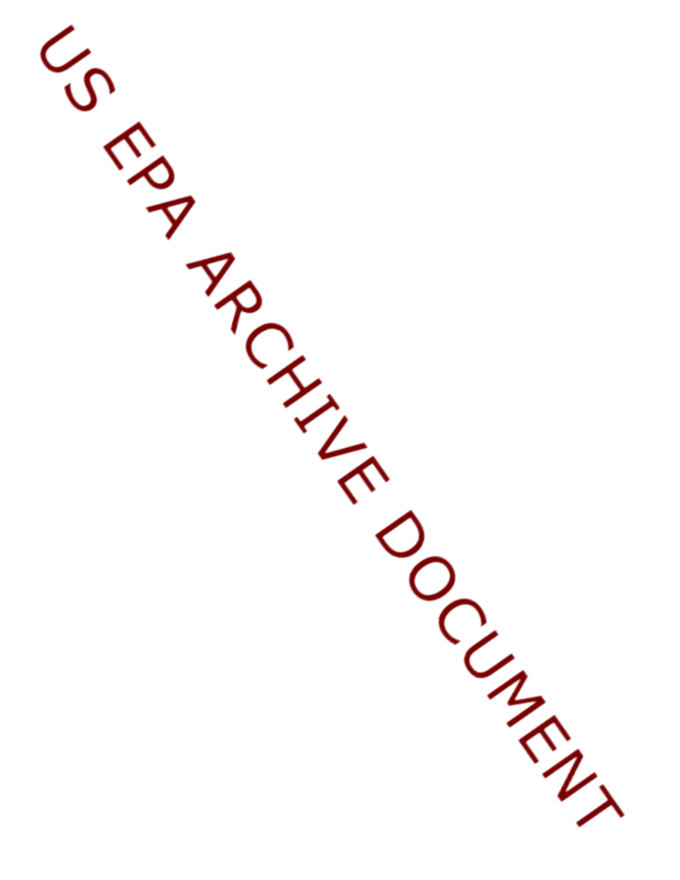US EPA ARCHIVE DOCUMENT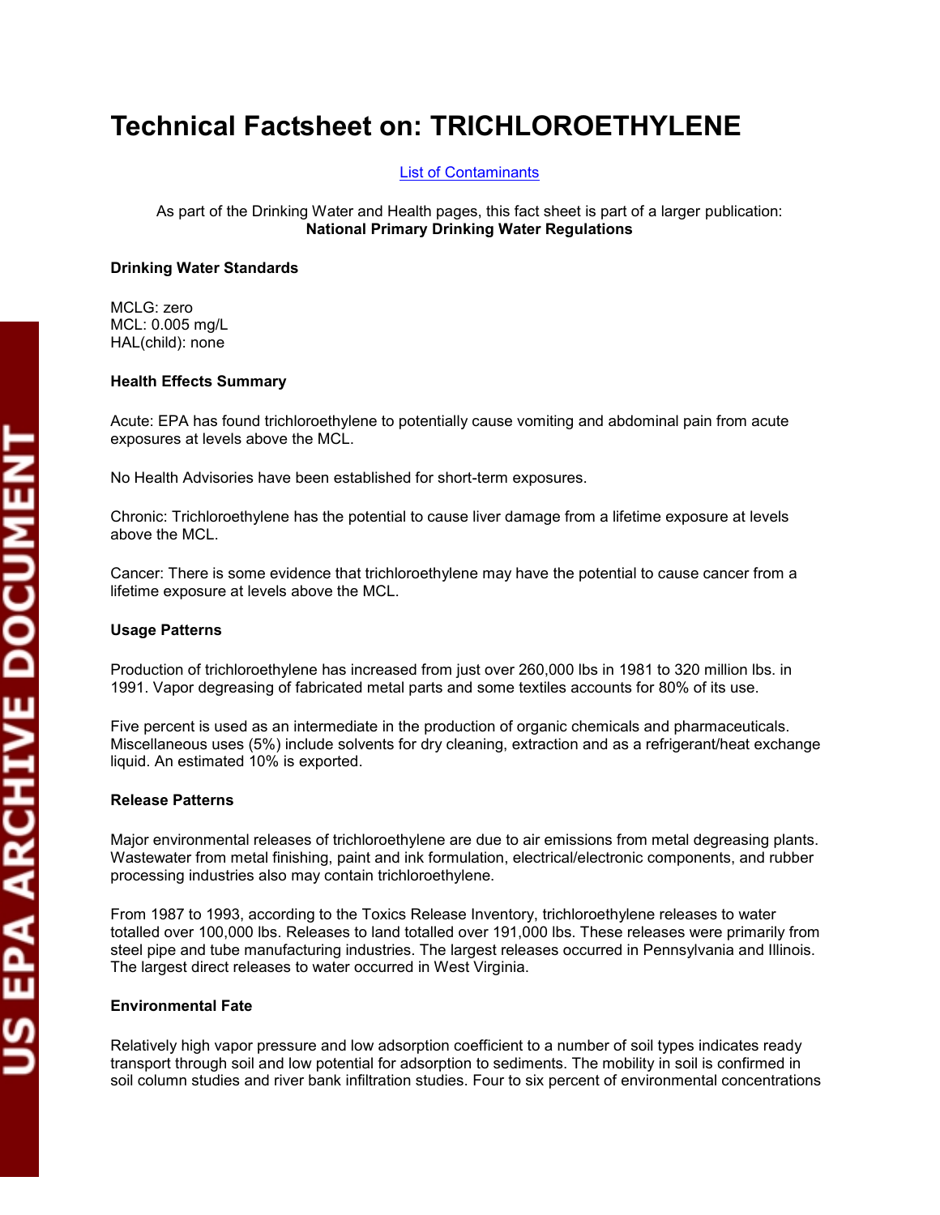# Technical Factsheet on: TRICHLOROETHYLENE

List of Contaminants

As part of the Drinking Water and Health pages, this fact sheet is part of a larger publication: **National Primary Drinking Water Regulations**

### Drinking Water Standards

MCLG: zero
MCL: 0.005 mg/L
HAL(child): none

### Health Effects Summary

Acute: EPA has found trichloroethylene to potentially cause vomiting and abdominal pain from acute exposures at levels above the MCL.

No Health Advisories have been established for short-term exposures.

Chronic: Trichloroethylene has the potential to cause liver damage from a lifetime exposure at levels above the MCL.

Cancer: There is some evidence that trichloroethylene may have the potential to cause cancer from a lifetime exposure at levels above the MCL.

### Usage Patterns

Production of trichloroethylene has increased from just over 260,000 lbs in 1981 to 320 million lbs. in 1991. Vapor degreasing of fabricated metal parts and some textiles accounts for 80% of its use.

Five percent is used as an intermediate in the production of organic chemicals and pharmaceuticals. Miscellaneous uses (5%) include solvents for dry cleaning, extraction and as a refrigerant/heat exchange liquid. An estimated 10% is exported.

### Release Patterns

Major environmental releases of trichloroethylene are due to air emissions from metal degreasing plants. Wastewater from metal finishing, paint and ink formulation, electrical/electronic components, and rubber processing industries also may contain trichloroethylene.

From 1987 to 1993, according to the Toxics Release Inventory, trichloroethylene releases to water totalled over 100,000 lbs. Releases to land totalled over 191,000 lbs. These releases were primarily from steel pipe and tube manufacturing industries. The largest releases occurred in Pennsylvania and Illinois. The largest direct releases to water occurred in West Virginia.

### Environmental Fate

Relatively high vapor pressure and low adsorption coefficient to a number of soil types indicates ready transport through soil and low potential for adsorption to sediments. The mobility in soil is confirmed in soil column studies and river bank infiltration studies. Four to six percent of environmental concentrations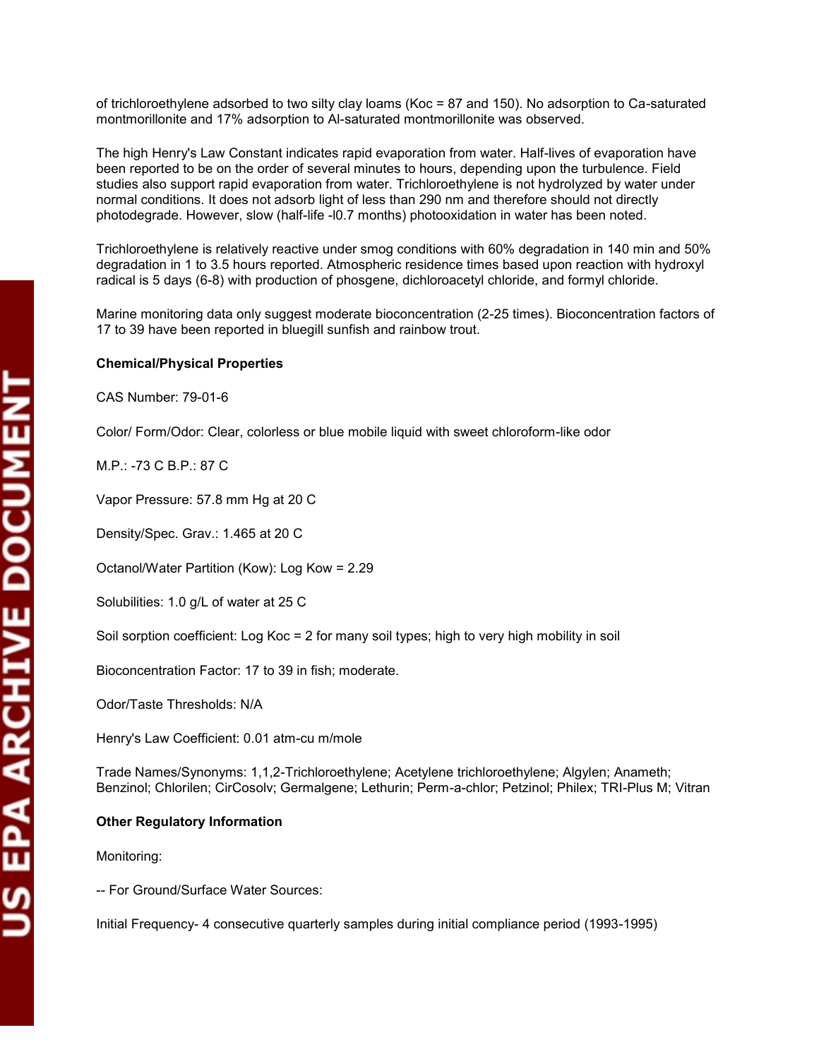of trichloroethylene adsorbed to two silty clay loams (Koc = 87 and 150). No adsorption to Ca-saturated montmorillonite and 17% adsorption to Al-saturated montmorillonite was observed.

The high Henry's Law Constant indicates rapid evaporation from water. Half-lives of evaporation have been reported to be on the order of several minutes to hours, depending upon the turbulence. Field studies also support rapid evaporation from water. Trichloroethylene is not hydrolyzed by water under normal conditions. It does not adsorb light of less than 290 nm and therefore should not directly photodegrade. However, slow (half-life -l0.7 months) photooxidation in water has been noted.

Trichloroethylene is relatively reactive under smog conditions with 60% degradation in 140 min and 50% degradation in 1 to 3.5 hours reported. Atmospheric residence times based upon reaction with hydroxyl radical is 5 days (6-8) with production of phosgene, dichloroacetyl chloride, and formyl chloride.

Marine monitoring data only suggest moderate bioconcentration (2-25 times). Bioconcentration factors of 17 to 39 have been reported in bluegill sunfish and rainbow trout.

**Chemical/Physical Properties**

CAS Number: 79-01-6

Color/ Form/Odor: Clear, colorless or blue mobile liquid with sweet chloroform-like odor

M.P.: -73 C B.P.: 87 C

Vapor Pressure: 57.8 mm Hg at 20 C

Density/Spec. Grav.: 1.465 at 20 C

Octanol/Water Partition (Kow): Log Kow = 2.29

Solubilities: 1.0 g/L of water at 25 C

Soil sorption coefficient: Log Koc = 2 for many soil types; high to very high mobility in soil

Bioconcentration Factor: 17 to 39 in fish; moderate.

Odor/Taste Thresholds: N/A

Henry's Law Coefficient: 0.01 atm-cu m/mole

Trade Names/Synonyms: 1,1,2-Trichloroethylene; Acetylene trichloroethylene; Algylen; Anameth; Benzinol; Chlorilen; CirCosolv; Germalgene; Lethurin; Perm-a-chlor; Petzinol; Philex; TRI-Plus M; Vitran

**Other Regulatory Information**

Monitoring:

-- For Ground/Surface Water Sources:

Initial Frequency- 4 consecutive quarterly samples during initial compliance period (1993-1995)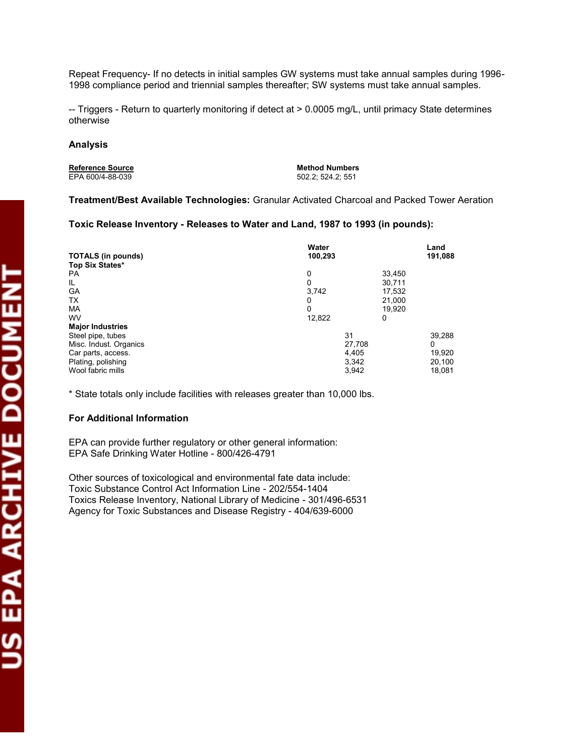Repeat Frequency- If no detects in initial samples GW systems must take annual samples during 1996-1998 compliance period and triennial samples thereafter; SW systems must take annual samples.

-- Triggers - Return to quarterly monitoring if detect at > 0.0005 mg/L, until primacy State determines otherwise

### Analysis

| Reference Source | Method Numbers |
| --- | --- |
| EPA 600/4-88-039 | 502.2; 524.2; 551 |

**Treatment/Best Available Technologies:** Granular Activated Charcoal and Packed Tower Aeration

### Toxic Release Inventory - Releases to Water and Land, 1987 to 1993 (in pounds):

| | Water | Land |
| --- | --- | --- |
| **TOTALS (in pounds)** | **100,293** | **191,088** |
| **Top Six States*** | | |
| PA | 0 | 33,450 |
| IL | 0 | 30,711 |
| GA | 3,742 | 17,532 |
| TX | 0 | 21,000 |
| MA | 0 | 19,920 |
| WV | 12,822 | 0 |
| **Major Industries** | | |
| Steel pipe, tubes | 31 | 39,288 |
| Misc. Indust. Organics | 27,708 | 0 |
| Car parts, access. | 4,405 | 19,920 |
| Plating, polishing | 3,342 | 20,100 |
| Wool fabric mills | 3,942 | 18,081 |

* State totals only include facilities with releases greater than 10,000 lbs.

### For Additional Information

EPA can provide further regulatory or other general information:
EPA Safe Drinking Water Hotline - 800/426-4791

Other sources of toxicological and environmental fate data include:
Toxic Substance Control Act Information Line - 202/554-1404
Toxics Release Inventory, National Library of Medicine - 301/496-6531
Agency for Toxic Substances and Disease Registry - 404/639-6000